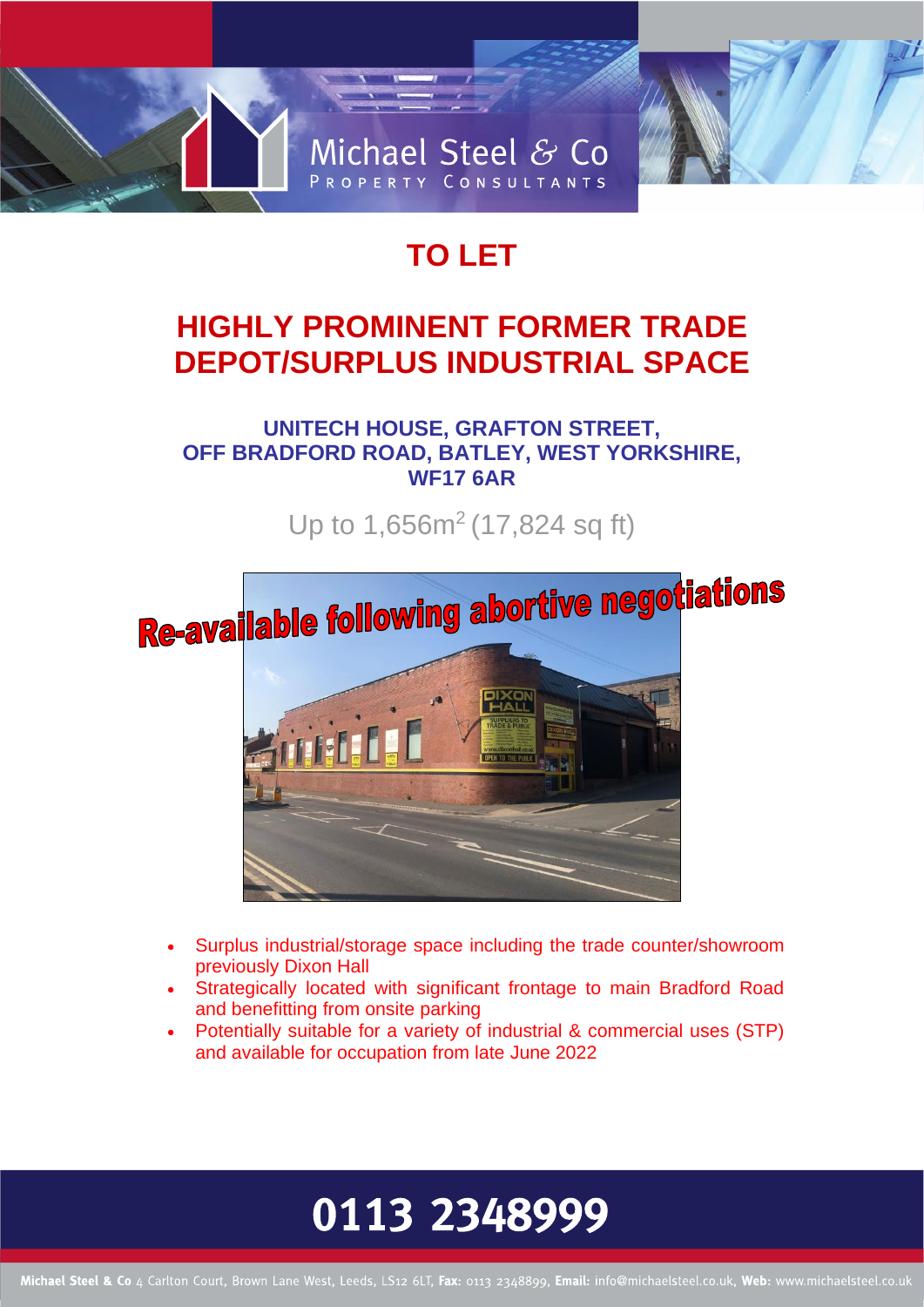Michael Steel & Co
PROPERTY CONSULTANTS

# TO LET

# HIGHLY PROMINENT FORMER TRADE DEPOT/SURPLUS INDUSTRIAL SPACE

### UNITECH HOUSE, GRAFTON STREET, OFF BRADFORD ROAD, BATLEY, WEST YORKSHIRE, WF17 6AR

Up to 1,656m$^2$ (17,824 sq ft)

**Re-available following abortive negotiations**

- Surplus industrial/storage space including the trade counter/showroom previously Dixon Hall
- Strategically located with significant frontage to main Bradford Road and benefitting from onsite parking
- Potentially suitable for a variety of industrial & commercial uses (STP) and available for occupation from late June 2022

## 0113 2348999

**Michael Steel & Co** 4 Carlton Court, Brown Lane West, Leeds, LS12 6LT, **Fax:** 0113 2348899, **Email:** info@michaelsteel.co.uk, **Web:** www.michaelsteel.co.uk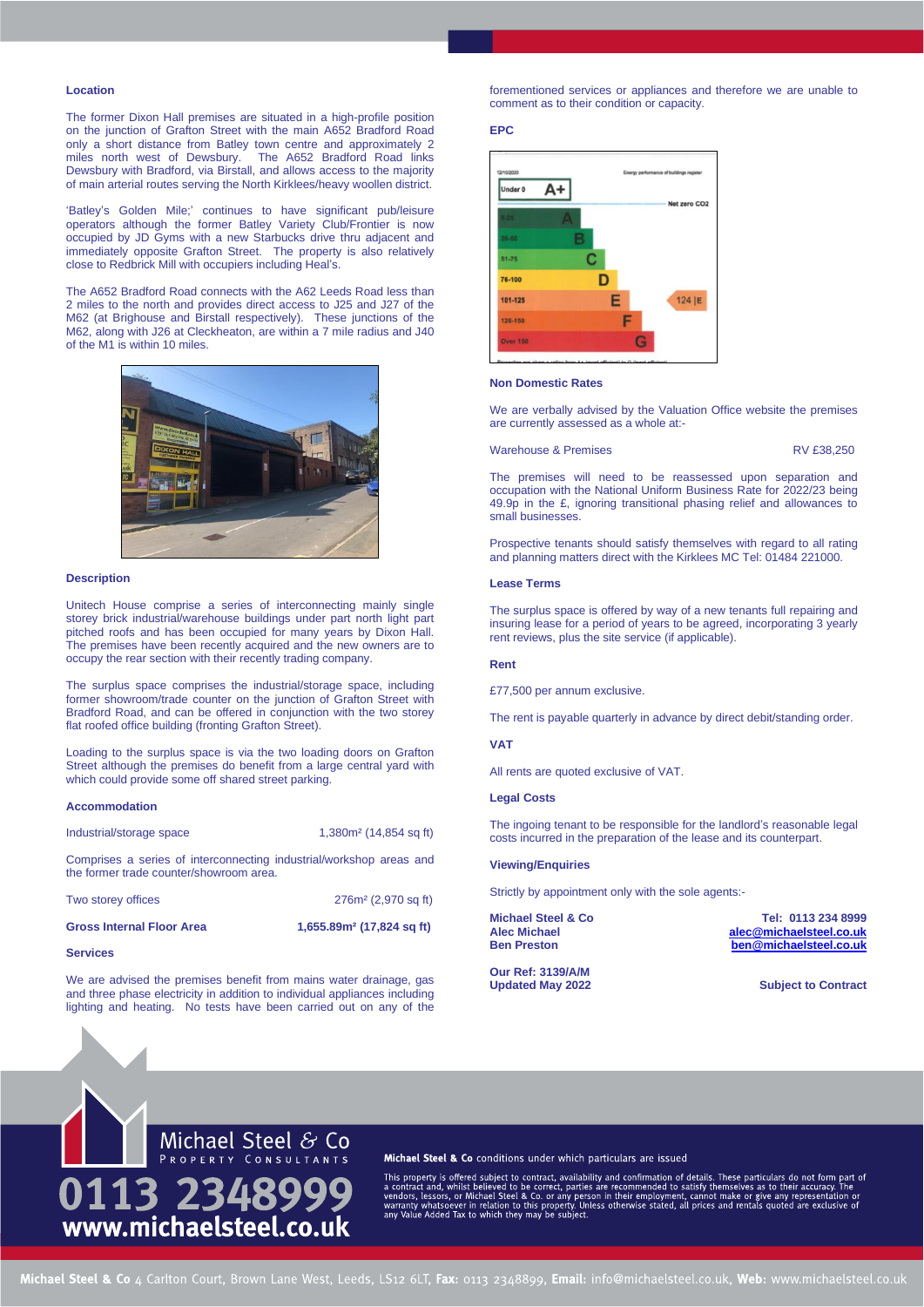### Location

The former Dixon Hall premises are situated in a high-profile position on the junction of Grafton Street with the main A652 Bradford Road only a short distance from Batley town centre and approximately 2 miles north west of Dewsbury. The A652 Bradford Road links Dewsbury with Bradford, via Birstall, and allows access to the majority of main arterial routes serving the North Kirklees/heavy woollen district.

'Batley's Golden Mile;' continues to have significant pub/leisure operators although the former Batley Variety Club/Frontier is now occupied by JD Gyms with a new Starbucks drive thru adjacent and immediately opposite Grafton Street. The property is also relatively close to Redbrick Mill with occupiers including Heal's.

The A652 Bradford Road connects with the A62 Leeds Road less than 2 miles to the north and provides direct access to J25 and J27 of the M62 (at Brighouse and Birstall respectively). These junctions of the M62, along with J26 at Cleckheaton, are within a 7 mile radius and J40 of the M1 is within 10 miles.

### Description

Unitech House comprise a series of interconnecting mainly single storey brick industrial/warehouse buildings under part north light part pitched roofs and has been occupied for many years by Dixon Hall. The premises have been recently acquired and the new owners are to occupy the rear section with their recently trading company.

The surplus space comprises the industrial/storage space, including former showroom/trade counter on the junction of Grafton Street with Bradford Road, and can be offered in conjunction with the two storey flat roofed office building (fronting Grafton Street).

Loading to the surplus space is via the two loading doors on Grafton Street although the premises do benefit from a large central yard with which could provide some off shared street parking.

### Accommodation

| | |
|---|---|
| Industrial/storage space | 1,380m² (14,854 sq ft) |

Comprises a series of interconnecting industrial/workshop areas and the former trade counter/showroom area.

| | |
|---|---|
| Two storey offices | 276m² (2,970 sq ft) |
| **Gross Internal Floor Area** | **1,655.89m² (17,824 sq ft)** |

### Services

We are advised the premises benefit from mains water drainage, gas and three phase electricity in addition to individual appliances including lighting and heating. No tests have been carried out on any of the forementioned services or appliances and therefore we are unable to comment as to their condition or capacity.

### EPC

12/10/2020

Energy performance of buildings register

Under 0 A+

Net zero CO2

0-25 A

26-50 B

51-75 C

76-100 D

101-125 E

126-150 F

Over 150 G

124 | E

### Non Domestic Rates

We are verbally advised by the Valuation Office website the premises are currently assessed as a whole at:-

| | |
|---|---|
| Warehouse & Premises | RV £38,250 |

The premises will need to be reassessed upon separation and occupation with the National Uniform Business Rate for 2022/23 being 49.9p in the £, ignoring transitional phasing relief and allowances to small businesses.

Prospective tenants should satisfy themselves with regard to all rating and planning matters direct with the Kirklees MC Tel: 01484 221000.

### Lease Terms

The surplus space is offered by way of a new tenants full repairing and insuring lease for a period of years to be agreed, incorporating 3 yearly rent reviews, plus the site service (if applicable).

### Rent

£77,500 per annum exclusive.

The rent is payable quarterly in advance by direct debit/standing order.

### VAT

All rents are quoted exclusive of VAT.

### Legal Costs

The ingoing tenant to be responsible for the landlord's reasonable legal costs incurred in the preparation of the lease and its counterpart.

### Viewing/Enquiries

Strictly by appointment only with the sole agents:-

**Michael Steel & Co** — **Tel: 0113 234 8999**
**Alec Michael** — **alec@michaelsteel.co.uk**
**Ben Preston** — **ben@michaelsteel.co.uk**

**Our Ref: 3139/A/M**
**Updated May 2022**

**Subject to Contract**

Michael Steel & Co
PROPERTY CONSULTANTS
0113 2348999
www.michaelsteel.co.uk

**Michael Steel & Co** conditions under which particulars are issued

This property is offered subject to contract, availability and confirmation of details. These particulars do not form part of a contract and, whilst believed to be correct, parties are recommended to satisfy themselves as to their accuracy. The vendors, lessors, or Michael Steel & Co. or any person in their employment, cannot make or give any representation or warranty whatsoever in relation to this property. Unless otherwise stated, all prices and rentals quoted are exclusive of any Value Added Tax to which they may be subject.

**Michael Steel & Co** 4 Carlton Court, Brown Lane West, Leeds, LS12 6LT, **Fax:** 0113 2348899, **Email:** info@michaelsteel.co.uk, **Web:** www.michaelsteel.co.uk